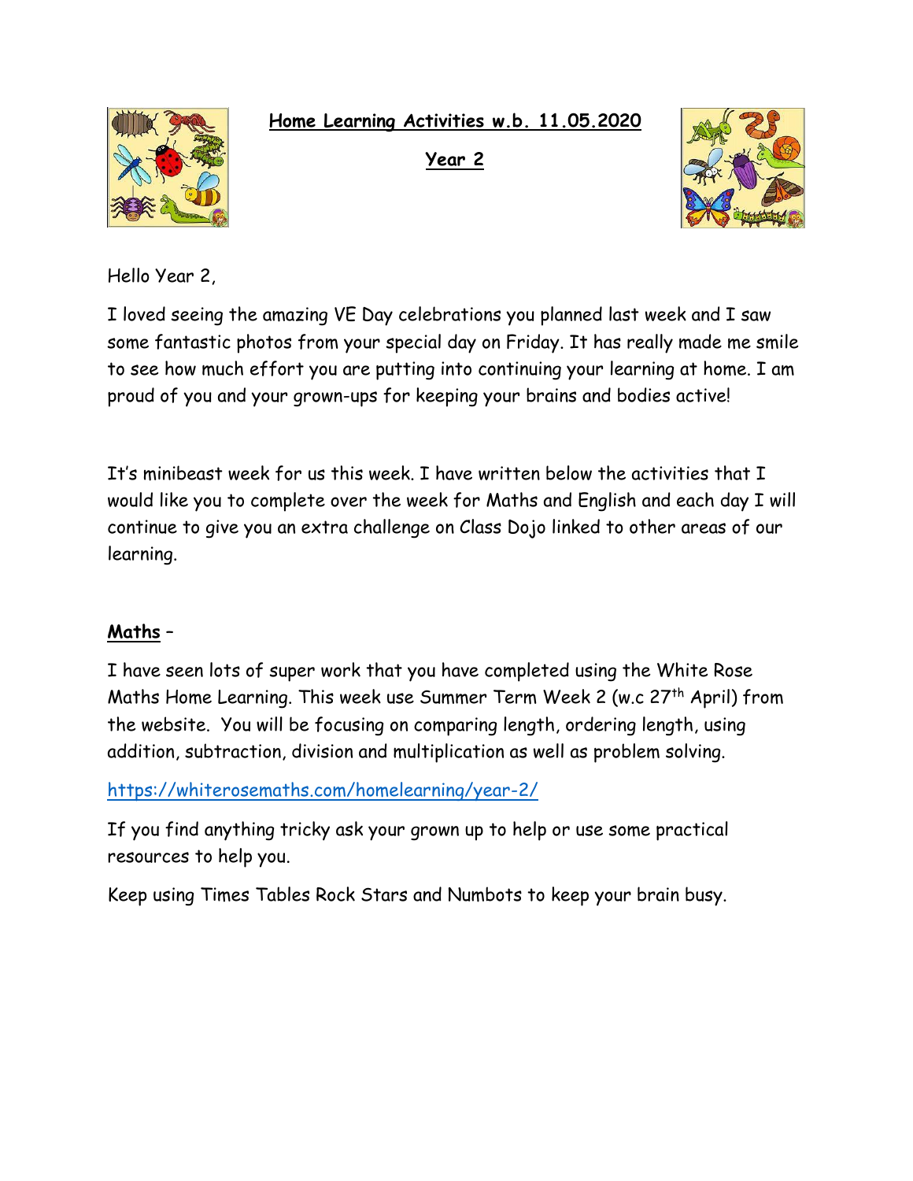# **Home Learning Activities w.b. 11.05.2020**

## **Year 2**

Hello Year 2,

I loved seeing the amazing VE Day celebrations you planned last week and I saw some fantastic photos from your special day on Friday. It has really made me smile to see how much effort you are putting into continuing your learning at home. I am proud of you and your grown-ups for keeping your brains and bodies active!

It's minibeast week for us this week. I have written below the activities that I would like you to complete over the week for Maths and English and each day I will continue to give you an extra challenge on Class Dojo linked to other areas of our learning.

**Maths** –

I have seen lots of super work that you have completed using the White Rose Maths Home Learning. This week use Summer Term Week 2 (w.c 27th April) from the website. You will be focusing on comparing length, ordering length, using addition, subtraction, division and multiplication as well as problem solving.

https://whiterosemaths.com/homelearning/year-2/

If you find anything tricky ask your grown up to help or use some practical resources to help you.

Keep using Times Tables Rock Stars and Numbots to keep your brain busy.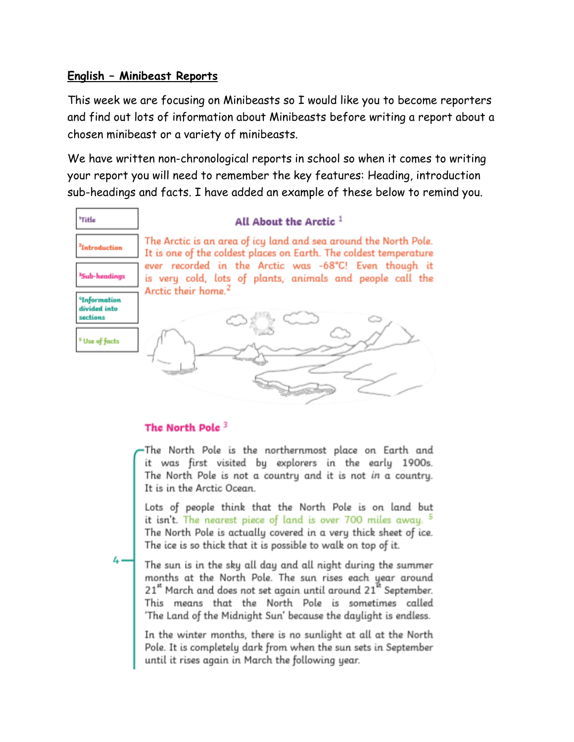**English – Minibeast Reports**

This week we are focusing on Minibeasts so I would like you to become reporters and find out lots of information about Minibeasts before writing a report about a chosen minibeast or a variety of minibeasts.

We have written non-chronological reports in school so when it comes to writing your report you will need to remember the key features: Heading, introduction sub-headings and facts. I have added an example of these below to remind you.

[1] Title

[2] Introduction

[3] Sub-headings

[4] Information divided into sections

[5] Use of facts

## All About the Arctic [1]

The Arctic is an area of icy land and sea around the North Pole. It is one of the coldest places on Earth. The coldest temperature ever recorded in the Arctic was -68°C! Even though it is very cold, lots of plants, animals and people call the Arctic their home.[2]

### The North Pole [3]

The North Pole is the northernmost place on Earth and it was first visited by explorers in the early 1900s. The North Pole is not a country and it is not *in* a country. It is in the Arctic Ocean.

Lots of people think that the North Pole is on land but it isn't. The nearest piece of land is over 700 miles away. [5] The North Pole is actually covered in a very thick sheet of ice. The ice is so thick that it is possible to walk on top of it.

The sun is in the sky all day and all night during the summer months at the North Pole. The sun rises each year around 21st March and does not set again until around 21st September. This means that the North Pole is sometimes called 'The Land of the Midnight Sun' because the daylight is endless.

In the winter months, there is no sunlight at all at the North Pole. It is completely dark from when the sun sets in September until it rises again in March the following year.

[4]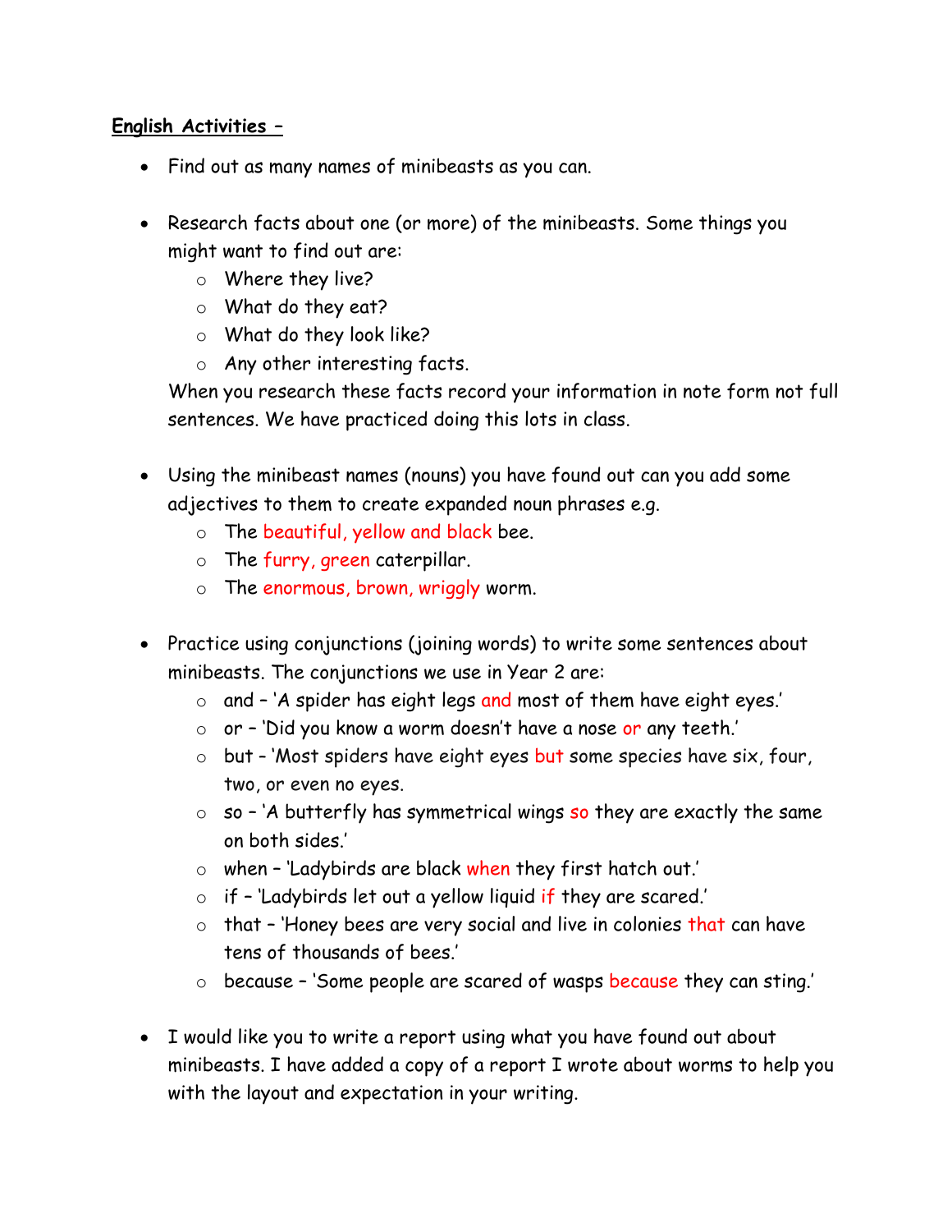**<u>English Activities –</u>**

- Find out as many names of minibeasts as you can.

- Research facts about one (or more) of the minibeasts. Some things you might want to find out are:
  - Where they live?
  - What do they eat?
  - What do they look like?
  - Any other interesting facts.

  When you research these facts record your information in note form not full sentences. We have practiced doing this lots in class.

- Using the minibeast names (nouns) you have found out can you add some adjectives to them to create expanded noun phrases e.g.
  - The beautiful, yellow and black bee.
  - The furry, green caterpillar.
  - The enormous, brown, wriggly worm.

- Practice using conjunctions (joining words) to write some sentences about minibeasts. The conjunctions we use in Year 2 are:
  - and – 'A spider has eight legs and most of them have eight eyes.'
  - or – 'Did you know a worm doesn't have a nose or any teeth.'
  - but – 'Most spiders have eight eyes but some species have six, four, two, or even no eyes.
  - so – 'A butterfly has symmetrical wings so they are exactly the same on both sides.'
  - when – 'Ladybirds are black when they first hatch out.'
  - if – 'Ladybirds let out a yellow liquid if they are scared.'
  - that – 'Honey bees are very social and live in colonies that can have tens of thousands of bees.'
  - because – 'Some people are scared of wasps because they can sting.'

- I would like you to write a report using what you have found out about minibeasts. I have added a copy of a report I wrote about worms to help you with the layout and expectation in your writing.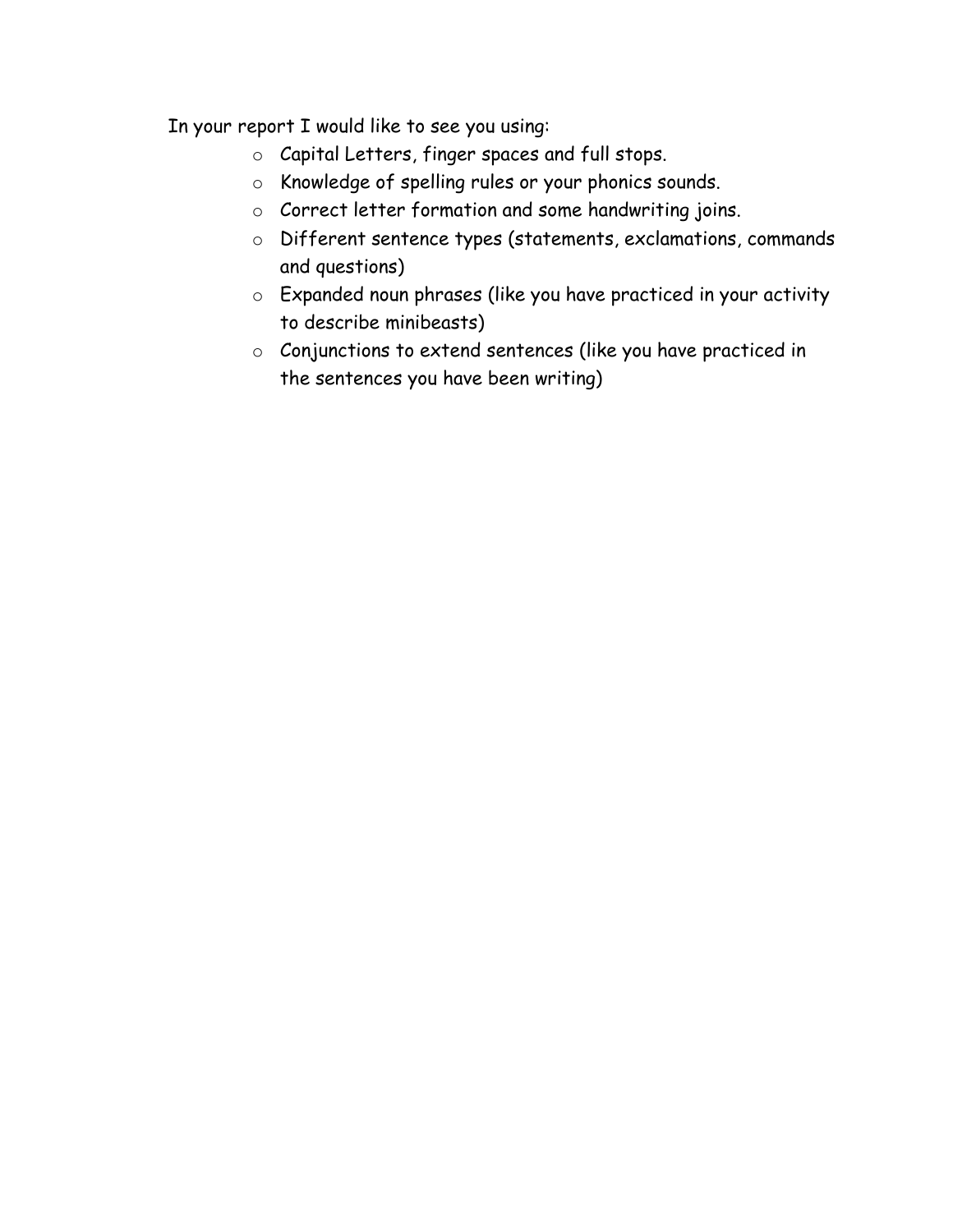In your report I would like to see you using:

- Capital Letters, finger spaces and full stops.
- Knowledge of spelling rules or your phonics sounds.
- Correct letter formation and some handwriting joins.
- Different sentence types (statements, exclamations, commands and questions)
- Expanded noun phrases (like you have practiced in your activity to describe minibeasts)
- Conjunctions to extend sentences (like you have practiced in the sentences you have been writing)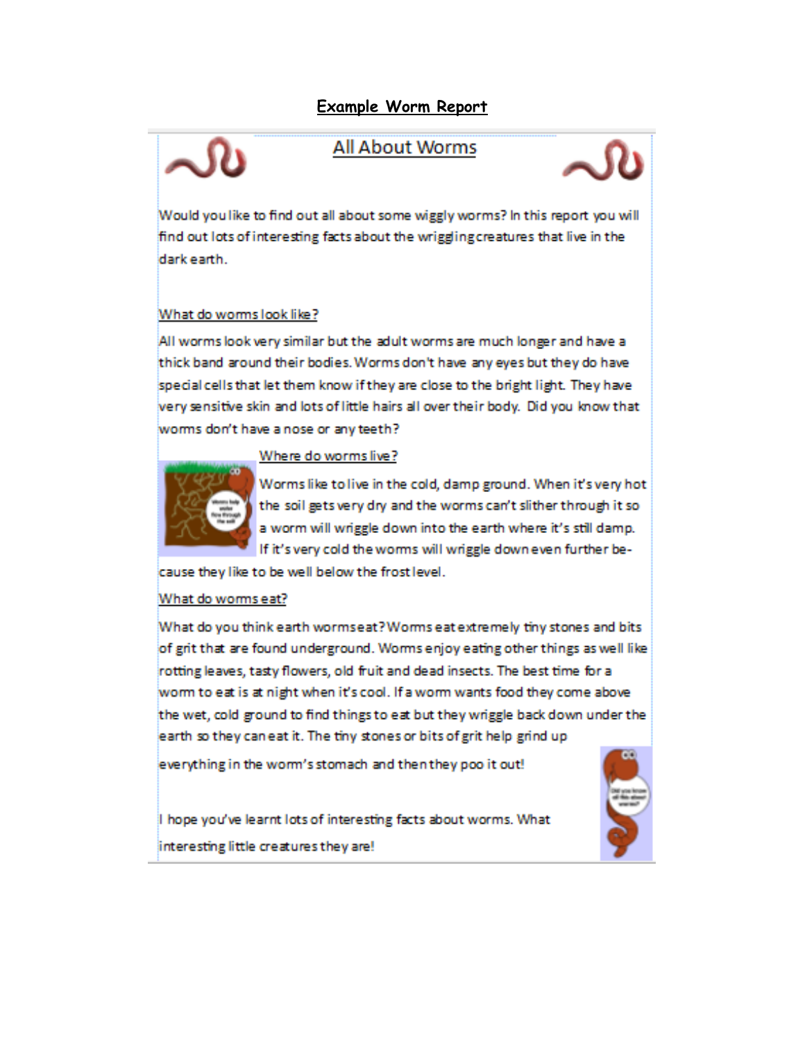# Example Worm Report

## All About Worms

Would you like to find out all about some wiggly worms? In this report you will find out lots of interesting facts about the wriggling creatures that live in the dark earth.

### What do worms look like?

All worms look very similar but the adult worms are much longer and have a thick band around their bodies. Worms don't have any eyes but they do have special cells that let them know if they are close to the bright light. They have very sensitive skin and lots of little hairs all over their body. Did you know that worms don't have a nose or any teeth?

### Where do worms live?

Worms like to live in the cold, damp ground. When it's very hot the soil gets very dry and the worms can't slither through it so a worm will wriggle down into the earth where it's still damp. If it's very cold the worms will wriggle down even further because they like to be well below the frost level.

### What do worms eat?

What do you think earth worms eat? Worms eat extremely tiny stones and bits of grit that are found underground. Worms enjoy eating other things as well like rotting leaves, tasty flowers, old fruit and dead insects. The best time for a worm to eat is at night when it's cool. If a worm wants food they come above the wet, cold ground to find things to eat but they wriggle back down under the earth so they can eat it. The tiny stones or bits of grit help grind up everything in the worm's stomach and then they poo it out!

I hope you've learnt lots of interesting facts about worms. What interesting little creatures they are!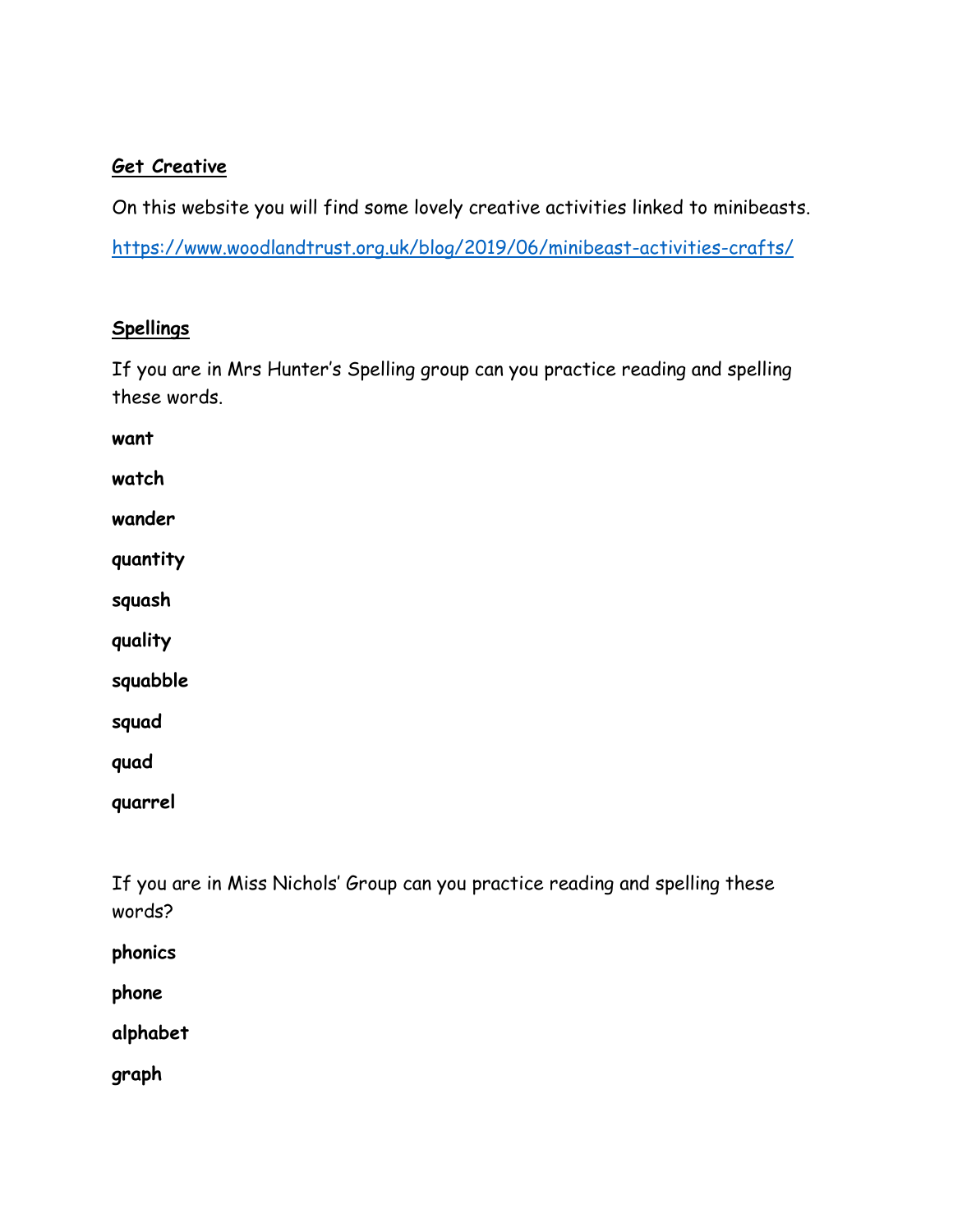**<u>Get Creative</u>**

On this website you will find some lovely creative activities linked to minibeasts.

https://www.woodlandtrust.org.uk/blog/2019/06/minibeast-activities-crafts/

**<u>Spellings</u>**

If you are in Mrs Hunter's Spelling group can you practice reading and spelling these words.

**want**

**watch**

**wander**

**quantity**

**squash**

**quality**

**squabble**

**squad**

**quad**

**quarrel**

If you are in Miss Nichols' Group can you practice reading and spelling these words?

**phonics**

**phone**

**alphabet**

**graph**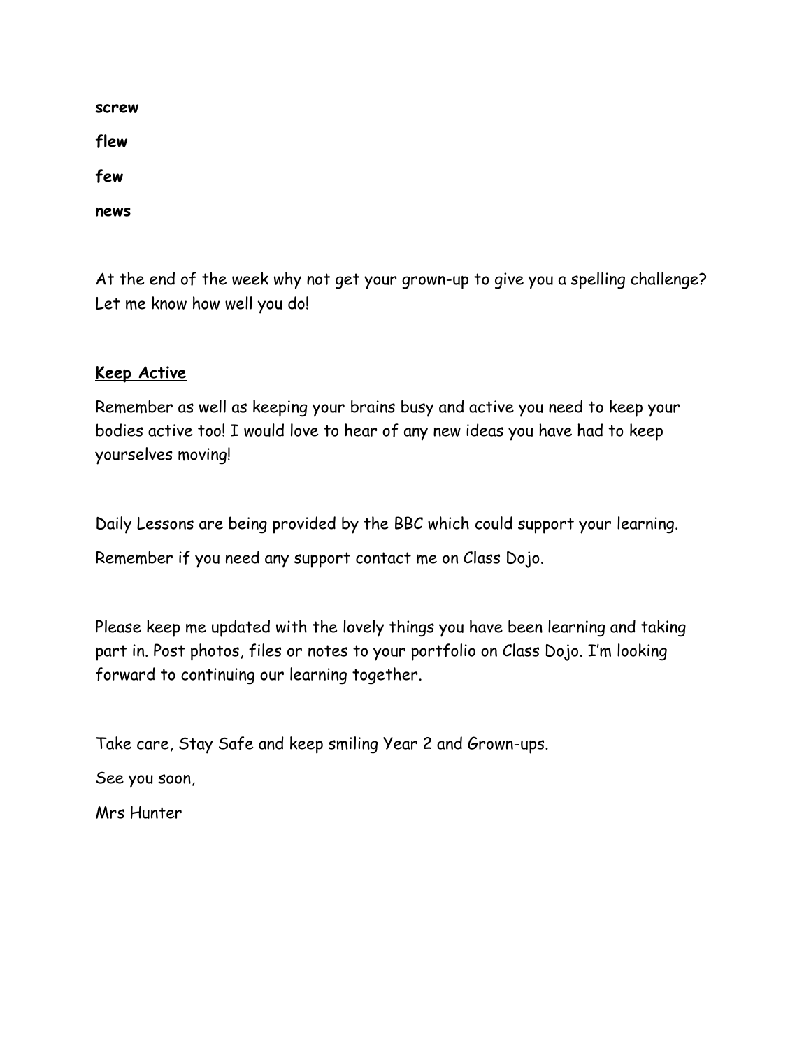**screw**

**flew**

**few**

**news**

At the end of the week why not get your grown-up to give you a spelling challenge? Let me know how well you do!

**Keep Active**

Remember as well as keeping your brains busy and active you need to keep your bodies active too! I would love to hear of any new ideas you have had to keep yourselves moving!

Daily Lessons are being provided by the BBC which could support your learning.

Remember if you need any support contact me on Class Dojo.

Please keep me updated with the lovely things you have been learning and taking part in. Post photos, files or notes to your portfolio on Class Dojo. I'm looking forward to continuing our learning together.

Take care, Stay Safe and keep smiling Year 2 and Grown-ups.

See you soon,

Mrs Hunter